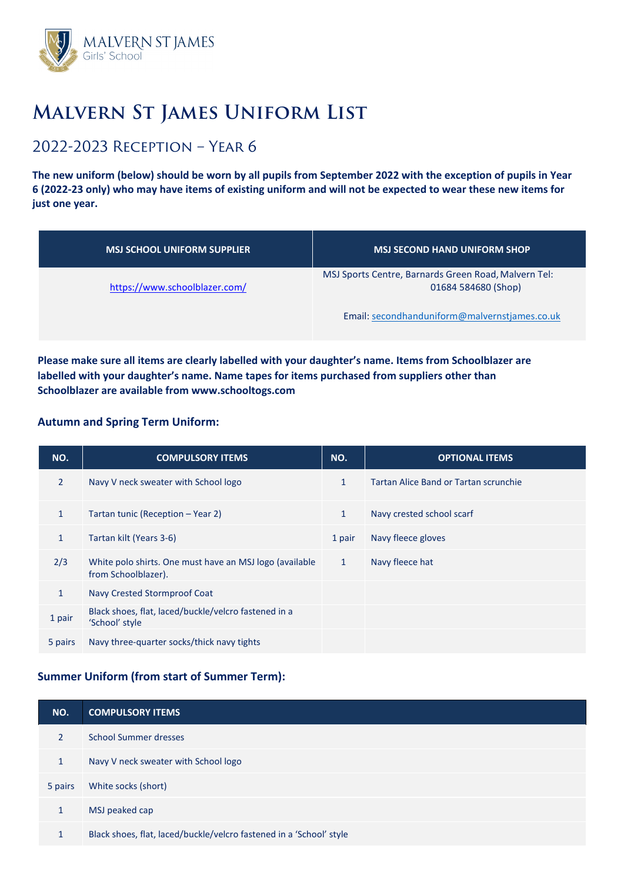MALVERN ST JAMES
Girls' School

# Malvern St James Uniform List

## 2022-2023 Reception – Year 6

**The new uniform (below) should be worn by all pupils from September 2022 with the exception of pupils in Year 6 (2022-23 only) who may have items of existing uniform and will not be expected to wear these new items for just one year.**

| MSJ SCHOOL UNIFORM SUPPLIER | MSJ SECOND HAND UNIFORM SHOP |
|---|---|
| https://www.schoolblazer.com/ | MSJ Sports Centre, Barnards Green Road, Malvern Tel: 01684 584680 (Shop)<br><br>Email: secondhanduniform@malvernstjames.co.uk |

**Please make sure all items are clearly labelled with your daughter's name. Items from Schoolblazer are labelled with your daughter's name. Name tapes for items purchased from suppliers other than Schoolblazer are available from www.schooltogs.com**

### Autumn and Spring Term Uniform:

| NO. | COMPULSORY ITEMS | NO. | OPTIONAL ITEMS |
|---|---|---|---|
| 2 | Navy V neck sweater with School logo | 1 | Tartan Alice Band or Tartan scrunchie |
| 1 | Tartan tunic (Reception – Year 2) | 1 | Navy crested school scarf |
| 1 | Tartan kilt (Years 3-6) | 1 pair | Navy fleece gloves |
| 2/3 | White polo shirts. One must have an MSJ logo (available from Schoolblazer). | 1 | Navy fleece hat |
| 1 | Navy Crested Stormproof Coat | | |
| 1 pair | Black shoes, flat, laced/buckle/velcro fastened in a 'School' style | | |
| 5 pairs | Navy three-quarter socks/thick navy tights | | |

### Summer Uniform (from start of Summer Term):

| NO. | COMPULSORY ITEMS |
|---|---|
| 2 | School Summer dresses |
| 1 | Navy V neck sweater with School logo |
| 5 pairs | White socks (short) |
| 1 | MSJ peaked cap |
| 1 | Black shoes, flat, laced/buckle/velcro fastened in a 'School' style |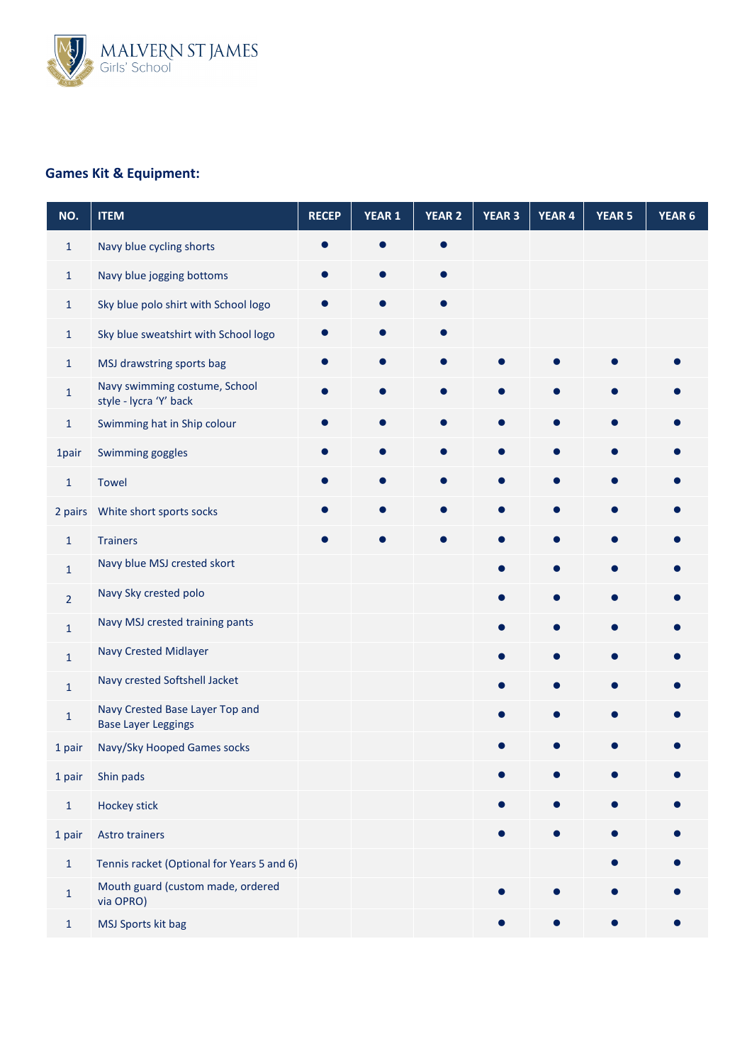MALVERN ST JAMES
Girls' School

## Games Kit & Equipment:

| NO. | ITEM | RECEP | YEAR 1 | YEAR 2 | YEAR 3 | YEAR 4 | YEAR 5 | YEAR 6 |
|---|---|---|---|---|---|---|---|---|
| 1 | Navy blue cycling shorts | ● | ● | ● | | | | |
| 1 | Navy blue jogging bottoms | ● | ● | ● | | | | |
| 1 | Sky blue polo shirt with School logo | ● | ● | ● | | | | |
| 1 | Sky blue sweatshirt with School logo | ● | ● | ● | | | | |
| 1 | MSJ drawstring sports bag | ● | ● | ● | ● | ● | ● | ● |
| 1 | Navy swimming costume, School style - lycra 'Y' back | ● | ● | ● | ● | ● | ● | ● |
| 1 | Swimming hat in Ship colour | ● | ● | ● | ● | ● | ● | ● |
| 1pair | Swimming goggles | ● | ● | ● | ● | ● | ● | ● |
| 1 | Towel | ● | ● | ● | ● | ● | ● | ● |
| 2 pairs | White short sports socks | ● | ● | ● | ● | ● | ● | ● |
| 1 | Trainers | ● | ● | ● | ● | ● | ● | ● |
| 1 | Navy blue MSJ crested skort | | | | ● | ● | ● | ● |
| 2 | Navy Sky crested polo | | | | ● | ● | ● | ● |
| 1 | Navy MSJ crested training pants | | | | ● | ● | ● | ● |
| 1 | Navy Crested Midlayer | | | | ● | ● | ● | ● |
| 1 | Navy crested Softshell Jacket | | | | ● | ● | ● | ● |
| 1 | Navy Crested Base Layer Top and Base Layer Leggings | | | | ● | ● | ● | ● |
| 1 pair | Navy/Sky Hooped Games socks | | | | ● | ● | ● | ● |
| 1 pair | Shin pads | | | | ● | ● | ● | ● |
| 1 | Hockey stick | | | | ● | ● | ● | ● |
| 1 pair | Astro trainers | | | | ● | ● | ● | ● |
| 1 | Tennis racket (Optional for Years 5 and 6) | | | | | | ● | ● |
| 1 | Mouth guard (custom made, ordered via OPRO) | | | | ● | ● | ● | ● |
| 1 | MSJ Sports kit bag | | | | ● | ● | ● | ● |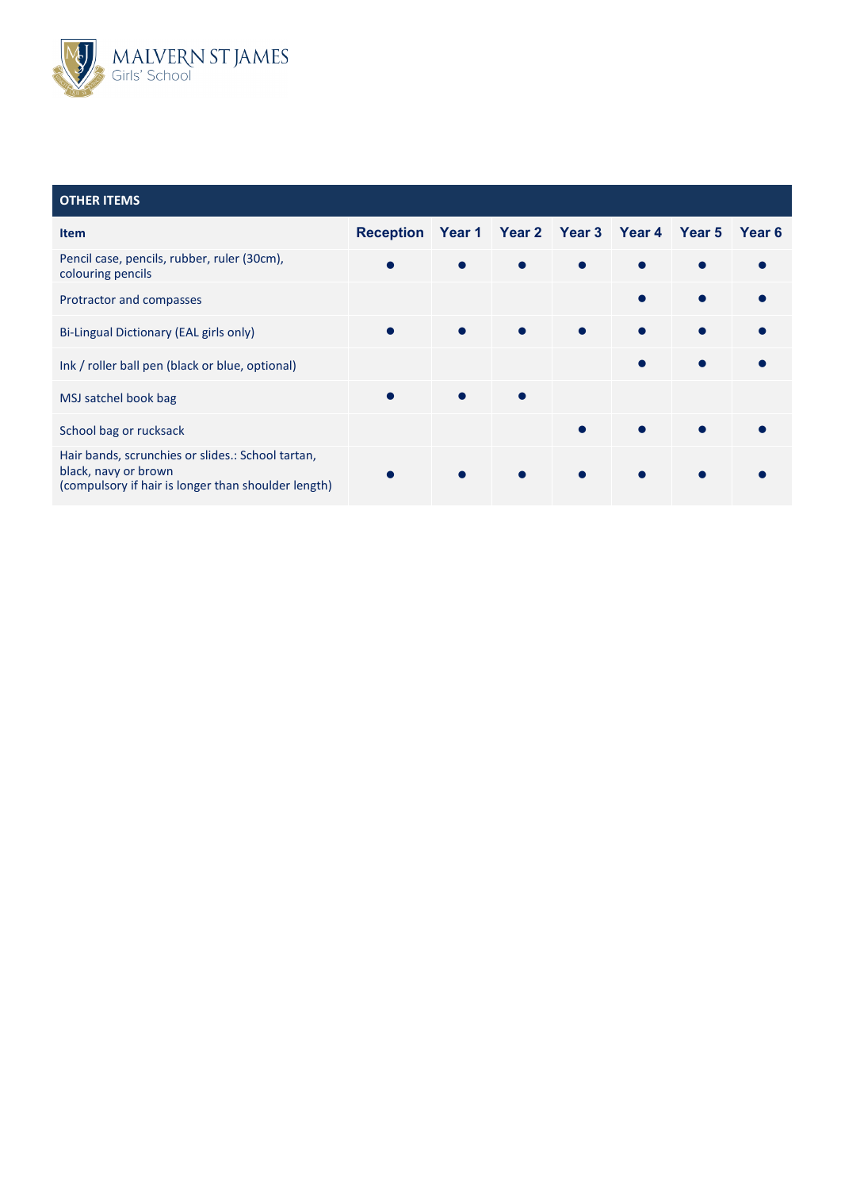MALVERN ST JAMES
Girls' School

## OTHER ITEMS

| Item | Reception | Year 1 | Year 2 | Year 3 | Year 4 | Year 5 | Year 6 |
|---|---|---|---|---|---|---|---|
| Pencil case, pencils, rubber, ruler (30cm), colouring pencils | ● | ● | ● | ● | ● | ● | ● |
| Protractor and compasses | | | | | ● | ● | ● |
| Bi-Lingual Dictionary (EAL girls only) | ● | ● | ● | ● | ● | ● | ● |
| Ink / roller ball pen (black or blue, optional) | | | | | ● | ● | ● |
| MSJ satchel book bag | ● | ● | ● | | | | |
| School bag or rucksack | | | | ● | ● | ● | ● |
| Hair bands, scrunchies or slides.: School tartan, black, navy or brown (compulsory if hair is longer than shoulder length) | ● | ● | ● | ● | ● | ● | ● |